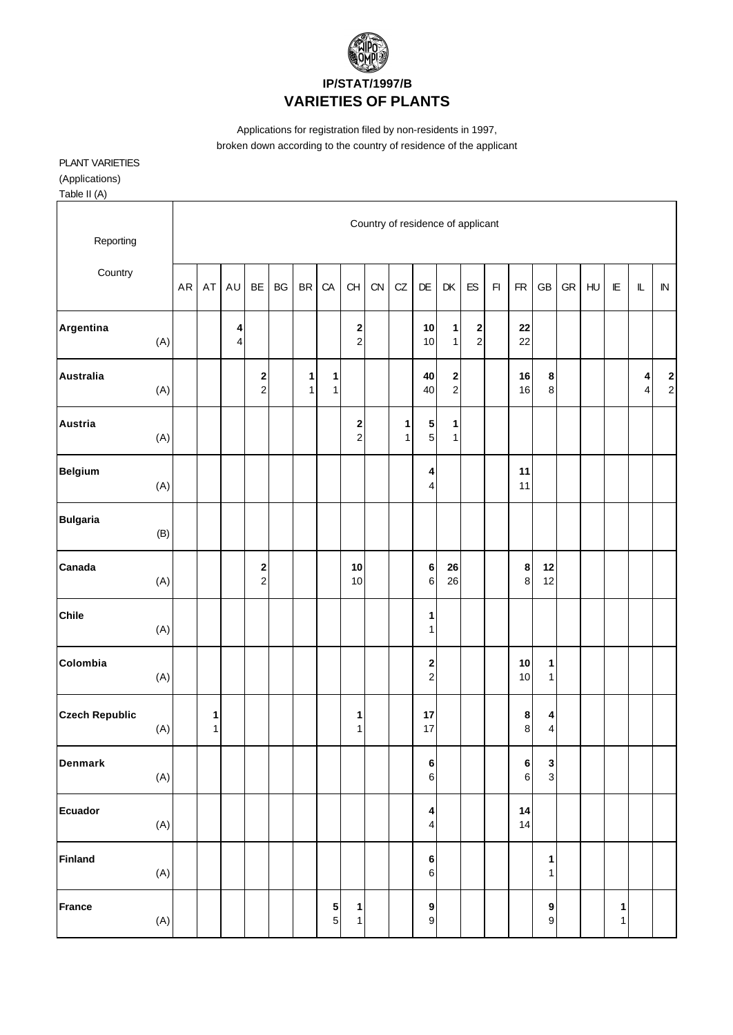# IP/STAT/1997/B
# VARIETIES OF PLANTS

Applications for registration filed by non-residents in 1997,
broken down according to the country of residence of the applicant

PLANT VARIETIES
(Applications)
Table II (A)

| Reporting Country | | Country of residence of applicant | | | | | | | | | | | | | | | | | | | | |
|---|---|---|---|---|---|---|---|---|---|---|---|---|---|---|---|---|---|---|---|---|---|---|
| | | AR | AT | AU | BE | BG | BR | CA | CH | CN | CZ | DE | DK | ES | FI | FR | GB | GR | HU | IE | IL | IN |
| **Argentina** | (A) | | | **4**<br>4 | | | | | **2**<br>2 | | | **10**<br>10 | **1**<br>1 | **2**<br>2 | | **22**<br>22 | | | | | | |
| **Australia** | (A) | | | | **2**<br>2 | | **1**<br>1 | **1**<br>1 | | | | **40**<br>40 | **2**<br>2 | | | **16**<br>16 | **8**<br>8 | | | | **4**<br>4 | **2**<br>2 |
| **Austria** | (A) | | | | | | | | **2**<br>2 | | **1**<br>1 | **5**<br>5 | **1**<br>1 | | | | | | | | | |
| **Belgium** | (A) | | | | | | | | | | | **4**<br>4 | | | | **11**<br>11 | | | | | | |
| **Bulgaria** | (B) | | | | | | | | | | | | | | | | | | | | | |
| **Canada** | (A) | | | | **2**<br>2 | | | | **10**<br>10 | | | **6**<br>6 | **26**<br>26 | | | **8**<br>8 | **12**<br>12 | | | | | |
| **Chile** | (A) | | | | | | | | | | | **1**<br>1 | | | | | | | | | | |
| **Colombia** | (A) | | | | | | | | | | | **2**<br>2 | | | | **10**<br>10 | **1**<br>1 | | | | | |
| **Czech Republic** | (A) | | **1**<br>1 | | | | | | **1**<br>1 | | | **17**<br>17 | | | | **8**<br>8 | **4**<br>4 | | | | | |
| **Denmark** | (A) | | | | | | | | | | | **6**<br>6 | | | | **6**<br>6 | **3**<br>3 | | | | | |
| **Ecuador** | (A) | | | | | | | | | | | **4**<br>4 | | | | **14**<br>14 | | | | | | |
| **Finland** | (A) | | | | | | | | | | | **6**<br>6 | | | | | **1**<br>1 | | | | | |
| **France** | (A) | | | | | | | **5**<br>5 | **1**<br>1 | | | **9**<br>9 | | | | | **9**<br>9 | | | **1**<br>1 | | |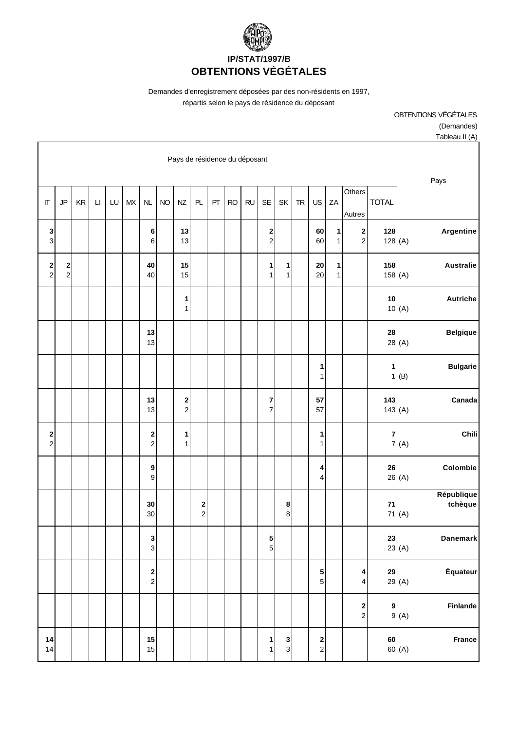# IP/STAT/1997/B
# OBTENTIONS VÉGÉTALES

Demandes d'enregistrement déposées par des non-résidents en 1997, répartis selon le pays de résidence du déposant

OBTENTIONS VÉGÉTALES
(Demandes)
Tableau II (A)

| Pays de résidence du déposant | | | | | | | | | | | | | | | | | | | | Pays |
|---|---|---|---|---|---|---|---|---|---|---|---|---|---|---|---|---|---|---|---|---|
| IT | JP | KR | LI | LU | MX | NL | NO | NZ | PL | PT | RO | RU | SE | SK | TR | US | ZA | Others Autres | TOTAL | |
| **3** | | | | | | **6** | | **13** | | | | | **2** | | | **60** | **1** | **2** | **128** | **Argentine** |
| 3 | | | | | | 6 | | 13 | | | | | 2 | | | 60 | 1 | 2 | 128 | (A) |
| **2** | **2** | | | | | **40** | | **15** | | | | | **1** | **1** | | **20** | **1** | | **158** | **Australie** |
| 2 | 2 | | | | | 40 | | 15 | | | | | 1 | 1 | | 20 | 1 | | 158 | (A) |
| | | | | | | | | **1** | | | | | | | | | | | **10** | **Autriche** |
| | | | | | | | | 1 | | | | | | | | | | | 10 | (A) |
| | | | | | | **13** | | | | | | | | | | | | | **28** | **Belgique** |
| | | | | | | 13 | | | | | | | | | | | | | 28 | (A) |
| | | | | | | | | | | | | | | | | **1** | | | **1** | **Bulgarie** |
| | | | | | | | | | | | | | | | | 1 | | | 1 | (B) |
| | | | | | | **13** | | **2** | | | | | **7** | | | **57** | | | **143** | **Canada** |
| | | | | | | 13 | | 2 | | | | | 7 | | | 57 | | | 143 | (A) |
| **2** | | | | | | **2** | | **1** | | | | | | | | **1** | | | **7** | **Chili** |
| 2 | | | | | | 2 | | 1 | | | | | | | | 1 | | | 7 | (A) |
| | | | | | | **9** | | | | | | | | | | **4** | | | **26** | **Colombie** |
| | | | | | | 9 | | | | | | | | | | 4 | | | 26 | (A) |
| | | | | | | **30** | | | **2** | | | | | **8** | | | | | **71** | **République tchèque** |
| | | | | | | 30 | | | 2 | | | | | 8 | | | | | 71 | (A) |
| | | | | | | **3** | | | | | | | **5** | | | | | | **23** | **Danemark** |
| | | | | | | 3 | | | | | | | 5 | | | | | | 23 | (A) |
| | | | | | | **2** | | | | | | | | | | **5** | | **4** | **29** | **Équateur** |
| | | | | | | 2 | | | | | | | | | | 5 | | 4 | 29 | (A) |
| | | | | | | | | | | | | | | | | | | **2** | **9** | **Finlande** |
| | | | | | | | | | | | | | | | | | | 2 | 9 | (A) |
| **14** | | | | | | **15** | | | | | | | **1** | **3** | | **2** | | | **60** | **France** |
| 14 | | | | | | 15 | | | | | | | 1 | 3 | | 2 | | | 60 | (A) |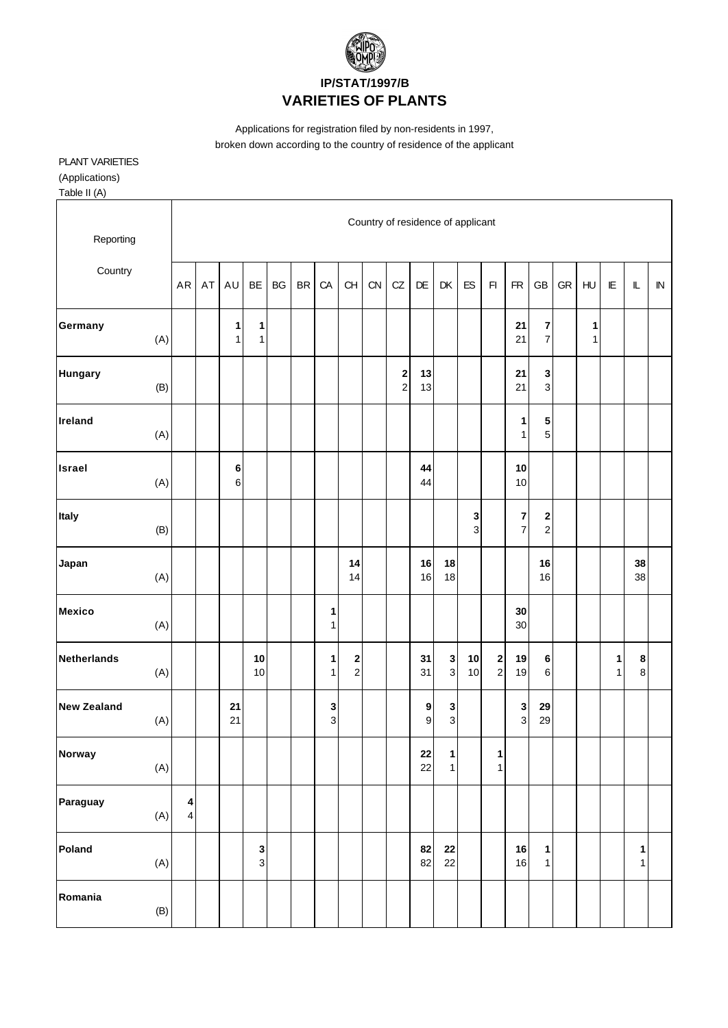**IP/STAT/1997/B**

# VARIETIES OF PLANTS

Applications for registration filed by non-residents in 1997,
broken down according to the country of residence of the applicant

PLANT VARIETIES
(Applications)
Table II (A)

| Reporting Country | | Country of residence of applicant | | | | | | | | | | | | | | | | | | | | |
|---|---|---|---|---|---|---|---|---|---|---|---|---|---|---|---|---|---|---|---|---|---|---|
| | | AR | AT | AU | BE | BG | BR | CA | CH | CN | CZ | DE | DK | ES | FI | FR | GB | GR | HU | IE | IL | IN |
| **Germany** | (A) | | | **1** 1 | **1** 1 | | | | | | | | | | | **21** 21 | **7** 7 | | **1** 1 | | | |
| **Hungary** | (B) | | | | | | | | | | **2** 2 | **13** 13 | | | | **21** 21 | **3** 3 | | | | | |
| **Ireland** | (A) | | | | | | | | | | | | | | | **1** 1 | **5** 5 | | | | | |
| **Israel** | (A) | | | **6** 6 | | | | | | | | **44** 44 | | | | **10** 10 | | | | | | |
| **Italy** | (B) | | | | | | | | | | | | | **3** 3 | | **7** 7 | **2** 2 | | | | | |
| **Japan** | (A) | | | | | | | | **14** 14 | | | **16** 16 | **18** 18 | | | | **16** 16 | | | | **38** 38 | |
| **Mexico** | (A) | | | | | | | **1** 1 | | | | | | | | **30** 30 | | | | | | |
| **Netherlands** | (A) | | | | **10** 10 | | | **1** 1 | **2** 2 | | | **31** 31 | **3** 3 | **10** 10 | **2** 2 | **19** 19 | **6** 6 | | | **1** 1 | **8** 8 | |
| **New Zealand** | (A) | | | **21** 21 | | | | **3** 3 | | | | **9** 9 | **3** 3 | | | **3** 3 | **29** 29 | | | | | |
| **Norway** | (A) | | | | | | | | | | | **22** 22 | **1** 1 | | **1** 1 | | | | | | | |
| **Paraguay** | (A) | **4** 4 | | | | | | | | | | | | | | | | | | | | |
| **Poland** | (A) | | | | **3** 3 | | | | | | | **82** 82 | **22** 22 | | | **16** 16 | **1** 1 | | | | **1** 1 | |
| **Romania** | (B) | | | | | | | | | | | | | | | | | | | | | |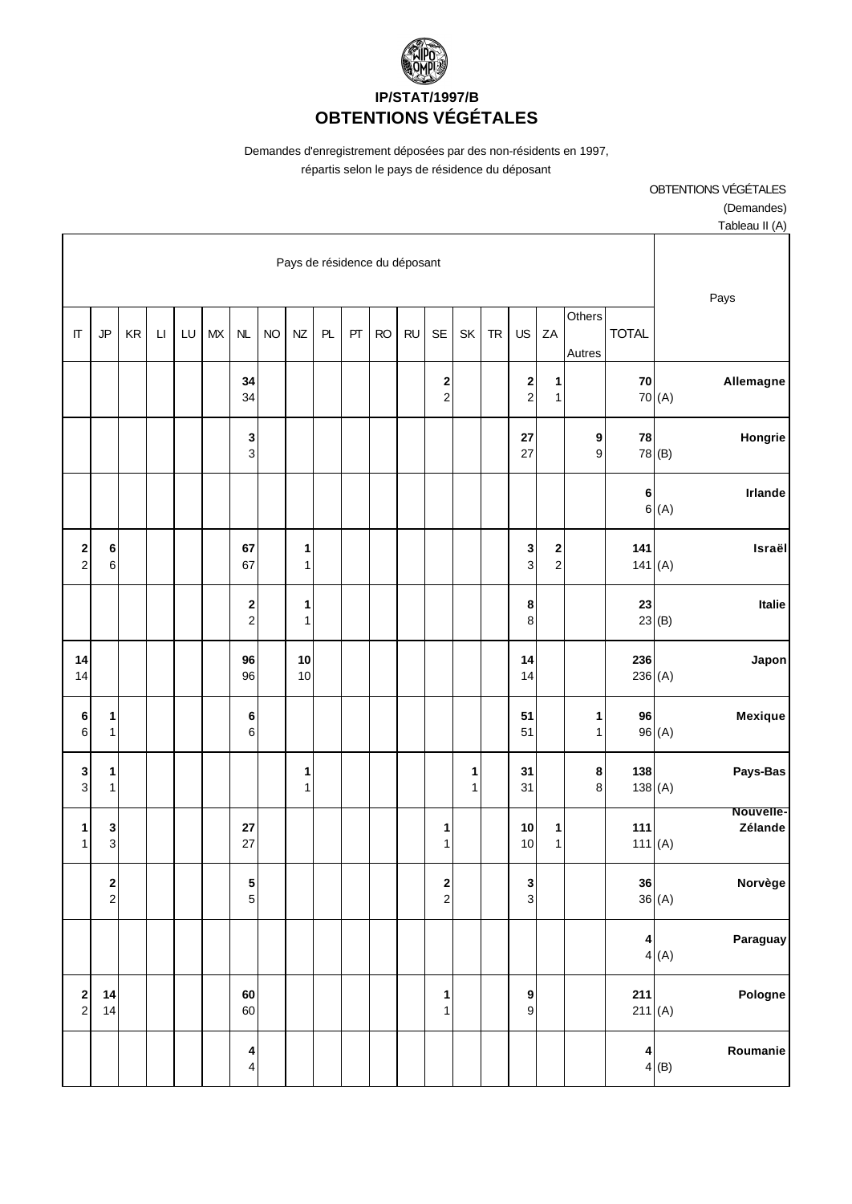# IP/STAT/1997/B
# OBTENTIONS VÉGÉTALES

Demandes d'enregistrement déposées par des non-résidents en 1997, répartis selon le pays de résidence du déposant

OBTENTIONS VÉGÉTALES
(Demandes)
Tableau II (A)

| Pays de résidence du déposant | | | | | | | | | | | | | | | | | | | | Pays |
|---|---|---|---|---|---|---|---|---|---|---|---|---|---|---|---|---|---|---|---|---|
| IT | JP | KR | LI | LU | MX | NL | NO | NZ | PL | PT | RO | RU | SE | SK | TR | US | ZA | Others Autres | TOTAL | |
| | | | | | | **34** 34 | | | | | | | **2** 2 | | | **2** 2 | **1** 1 | | **70** 70 | (A) **Allemagne** |
| | | | | | | **3** 3 | | | | | | | | | | **27** 27 | | **9** 9 | **78** 78 | (B) **Hongrie** |
| | | | | | | | | | | | | | | | | | | | **6** 6 | (A) **Irlande** |
| **2** 2 | **6** 6 | | | | | **67** 67 | | **1** 1 | | | | | | | | **3** 3 | **2** 2 | | **141** 141 | (A) **Israël** |
| | | | | | | **2** 2 | | **1** 1 | | | | | | | | **8** 8 | | | **23** 23 | (B) **Italie** |
| **14** 14 | | | | | | **96** 96 | | **10** 10 | | | | | | | | **14** 14 | | | **236** 236 | (A) **Japon** |
| **6** 6 | **1** 1 | | | | | **6** 6 | | | | | | | | | | **51** 51 | | **1** 1 | **96** 96 | (A) **Mexique** |
| **3** 3 | **1** 1 | | | | | | | **1** 1 | | | | | | **1** 1 | | **31** 31 | | **8** 8 | **138** 138 | (A) **Pays-Bas** |
| **1** 1 | **3** 3 | | | | | **27** 27 | | | | | | | **1** 1 | | | **10** 10 | **1** 1 | | **111** 111 | (A) **Nouvelle-Zélande** |
| | **2** 2 | | | | | **5** 5 | | | | | | | **2** 2 | | | **3** 3 | | | **36** 36 | (A) **Norvège** |
| | | | | | | | | | | | | | | | | | | | **4** 4 | (A) **Paraguay** |
| **2** 2 | **14** 14 | | | | | **60** 60 | | | | | | | **1** 1 | | | **9** 9 | | | **211** 211 | (A) **Pologne** |
| | | | | | | **4** 4 | | | | | | | | | | | | | **4** 4 | (B) **Roumanie** |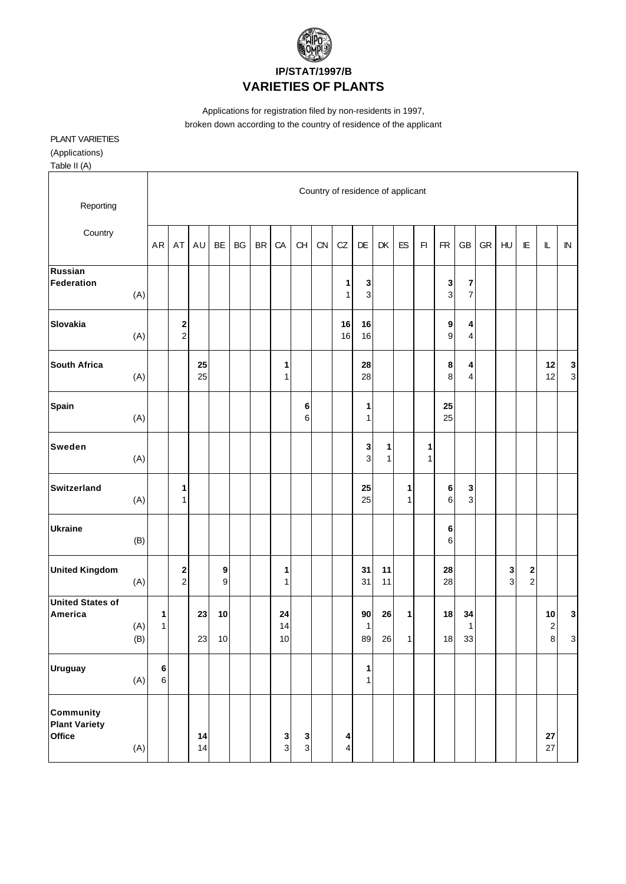# IP/STAT/1997/B

# VARIETIES OF PLANTS

Applications for registration filed by non-residents in 1997, broken down according to the country of residence of the applicant

PLANT VARIETIES

(Applications)

Table II (A)

| Reporting Country | | AR | AT | AU | BE | BG | BR | CA | CH | CN | CZ | DE | DK | ES | FI | FR | GB | GR | HU | IE | IL | IN |
|---|---|---|---|---|---|---|---|---|---|---|---|---|---|---|---|---|---|---|---|---|---|---|
| **Russian Federation** | | | | | | | | | | | **1** | **3** | | | | **3** | **7** | | | | | |
| | (A) | | | | | | | | | | 1 | 3 | | | | 3 | 7 | | | | | |
| **Slovakia** | | | **2** | | | | | | | | **16** | **16** | | | | **9** | **4** | | | | | |
| | (A) | | 2 | | | | | | | | 16 | 16 | | | | 9 | 4 | | | | | |
| **South Africa** | | | | **25** | | | | **1** | | | | **28** | | | | **8** | **4** | | | | **12** | **3** |
| | (A) | | | 25 | | | | 1 | | | | 28 | | | | 8 | 4 | | | | 12 | 3 |
| **Spain** | | | | | | | | | **6** | | | **1** | | | | **25** | | | | | | |
| | (A) | | | | | | | | 6 | | | 1 | | | | 25 | | | | | | |
| **Sweden** | | | | | | | | | | | | **3** | **1** | | **1** | | | | | | | |
| | (A) | | | | | | | | | | | 3 | 1 | | 1 | | | | | | | |
| **Switzerland** | | | **1** | | | | | | | | | **25** | | **1** | | **6** | **3** | | | | | |
| | (A) | | 1 | | | | | | | | | 25 | | 1 | | 6 | 3 | | | | | |
| **Ukraine** | | | | | | | | | | | | | | | | **6** | | | | | | |
| | (B) | | | | | | | | | | | | | | | 6 | | | | | | |
| **United Kingdom** | | | **2** | | **9** | | | **1** | | | | **31** | **11** | | | **28** | | | **3** | **2** | | |
| | (A) | | 2 | | 9 | | | 1 | | | | 31 | 11 | | | 28 | | | 3 | 2 | | |
| **United States of America** | | **1** | | **23** | **10** | | | **24** | | | | **90** | **26** | **1** | | **18** | **34** | | | | **10** | **3** |
| | (A) | 1 | | | | | | 14 | | | | 1 | | | | | 1 | | | | 2 | |
| | (B) | | | 23 | 10 | | | 10 | | | | 89 | 26 | 1 | | 18 | 33 | | | | 8 | 3 |
| **Uruguay** | | **6** | | | | | | | | | | **1** | | | | | | | | | | |
| | (A) | 6 | | | | | | | | | | 1 | | | | | | | | | | |
| **Community Plant Variety Office** | | | | **14** | | | | **3** | **3** | | **4** | | | | | | | | | | **27** | |
| | (A) | | | 14 | | | | 3 | 3 | | 4 | | | | | | | | | | 27 | |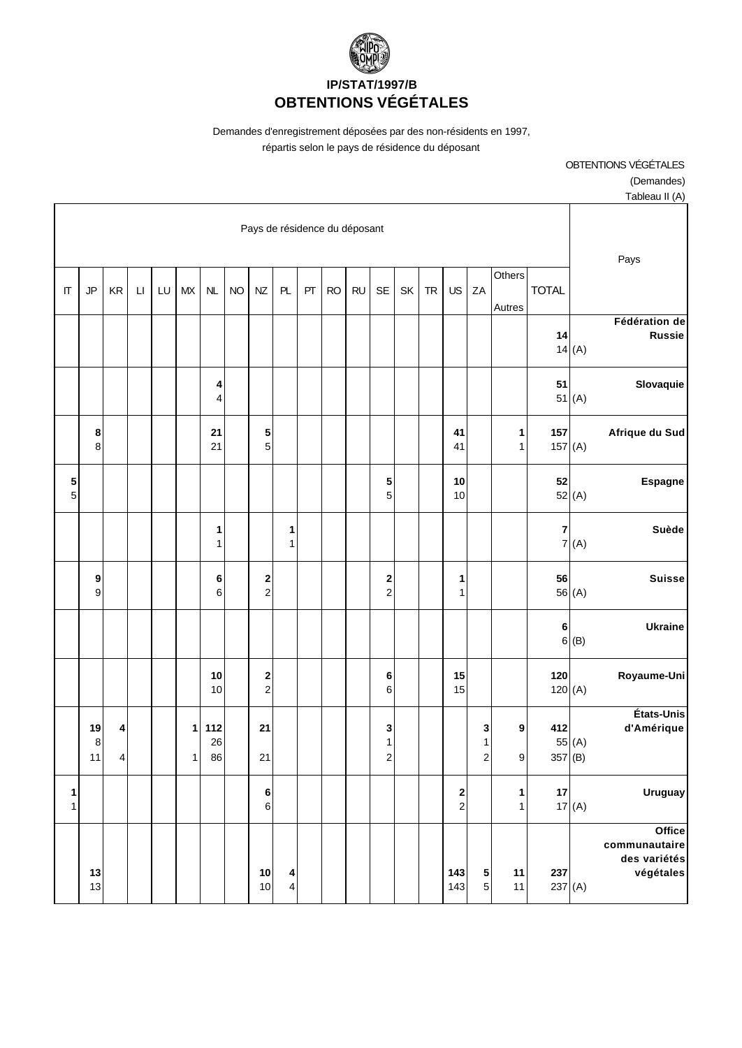# IP/STAT/1997/B
# OBTENTIONS VÉGÉTALES

Demandes d'enregistrement déposées par des non-résidents en 1997, répartis selon le pays de résidence du déposant

OBTENTIONS VÉGÉTALES
(Demandes)
Tableau II (A)

| Pays de résidence du déposant | | | | | | | | | | | | | | | | | | | | | Pays |
|---|---|---|---|---|---|---|---|---|---|---|---|---|---|---|---|---|---|---|---|---|---|
| IT | JP | KR | LI | LU | MX | NL | NO | NZ | PL | PT | RO | RU | SE | SK | TR | US | ZA | Others / Autres | TOTAL | | |
| | | | | | | | | | | | | | | | | | | | **14** | | **Fédération de Russie** |
| | | | | | | | | | | | | | | | | | | | 14 | (A) | |
| | | | | | | **4** | | | | | | | | | | | | | **51** | | **Slovaquie** |
| | | | | | | 4 | | | | | | | | | | | | | 51 | (A) | |
| | **8** | | | | | **21** | | **5** | | | | | | | | **41** | | **1** | **157** | | **Afrique du Sud** |
| | 8 | | | | | 21 | | 5 | | | | | | | | 41 | | 1 | 157 | (A) | |
| **5** | | | | | | | | | | | | | **5** | | | **10** | | | **52** | | **Espagne** |
| 5 | | | | | | | | | | | | | 5 | | | 10 | | | 52 | (A) | |
| | | | | | | **1** | | | **1** | | | | | | | | | | **7** | | **Suède** |
| | | | | | | 1 | | | 1 | | | | | | | | | | 7 | (A) | |
| | **9** | | | | | **6** | | **2** | | | | | **2** | | | **1** | | | **56** | | **Suisse** |
| | 9 | | | | | 6 | | 2 | | | | | 2 | | | 1 | | | 56 | (A) | |
| | | | | | | | | | | | | | | | | | | | **6** | | **Ukraine** |
| | | | | | | | | | | | | | | | | | | | 6 | (B) | |
| | | | | | | **10** | | **2** | | | | | **6** | | | **15** | | | **120** | | **Royaume-Uni** |
| | | | | | | 10 | | 2 | | | | | 6 | | | 15 | | | 120 | (A) | |
| | **19** | **4** | | | **1** | **112** | | **21** | | | | | **3** | | | | **3** | **9** | **412** | | **États-Unis d'Amérique** |
| | 8 | | | | | 26 | | | | | | | 1 | | | | 1 | | 55 | (A) | |
| | 11 | 4 | | | 1 | 86 | | 21 | | | | | 2 | | | | 2 | 9 | 357 | (B) | |
| **1** | | | | | | | | **6** | | | | | | | | **2** | | **1** | **17** | | **Uruguay** |
| 1 | | | | | | | | 6 | | | | | | | | 2 | | 1 | 17 | (A) | |
| | **13** | | | | | | | **10** | **4** | | | | | | | **143** | **5** | **11** | **237** | | **Office communautaire des variétés végétales** |
| | 13 | | | | | | | 10 | 4 | | | | | | | 143 | 5 | 11 | 237 | (A) | |